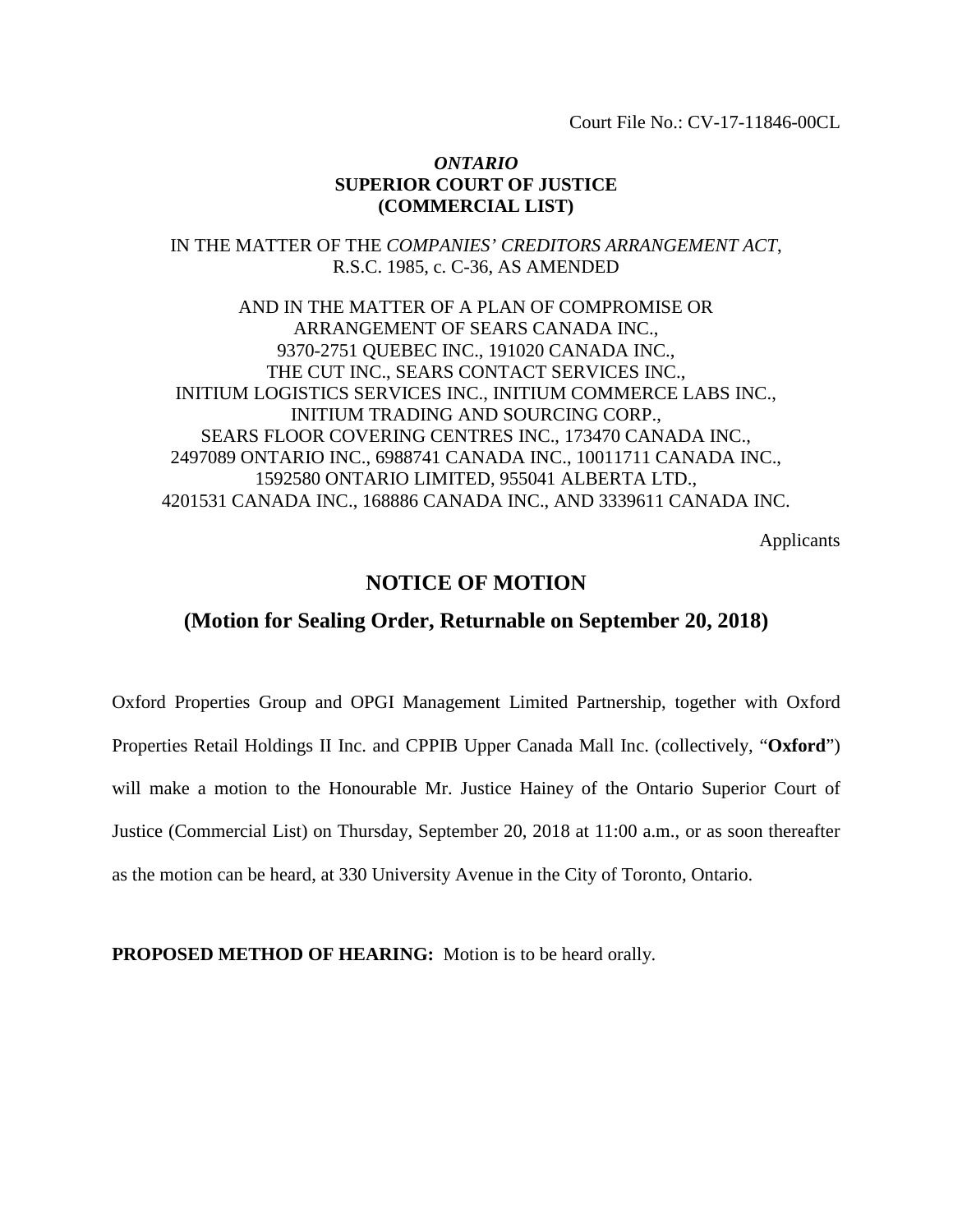Court File No.: CV-17-11846-00CL

***ONTARIO***
**SUPERIOR COURT OF JUSTICE**
**(COMMERCIAL LIST)**

IN THE MATTER OF THE *COMPANIES' CREDITORS ARRANGEMENT ACT*, R.S.C. 1985, c. C-36, AS AMENDED

AND IN THE MATTER OF A PLAN OF COMPROMISE OR ARRANGEMENT OF SEARS CANADA INC., 9370-2751 QUEBEC INC., 191020 CANADA INC., THE CUT INC., SEARS CONTACT SERVICES INC., INITIUM LOGISTICS SERVICES INC., INITIUM COMMERCE LABS INC., INITIUM TRADING AND SOURCING CORP., SEARS FLOOR COVERING CENTRES INC., 173470 CANADA INC., 2497089 ONTARIO INC., 6988741 CANADA INC., 10011711 CANADA INC., 1592580 ONTARIO LIMITED, 955041 ALBERTA LTD., 4201531 CANADA INC., 168886 CANADA INC., AND 3339611 CANADA INC.

Applicants

# NOTICE OF MOTION

## (Motion for Sealing Order, Returnable on September 20, 2018)

Oxford Properties Group and OPGI Management Limited Partnership, together with Oxford Properties Retail Holdings II Inc. and CPPIB Upper Canada Mall Inc. (collectively, "**Oxford**") will make a motion to the Honourable Mr. Justice Hainey of the Ontario Superior Court of Justice (Commercial List) on Thursday, September 20, 2018 at 11:00 a.m., or as soon thereafter as the motion can be heard, at 330 University Avenue in the City of Toronto, Ontario.

**PROPOSED METHOD OF HEARING:** Motion is to be heard orally.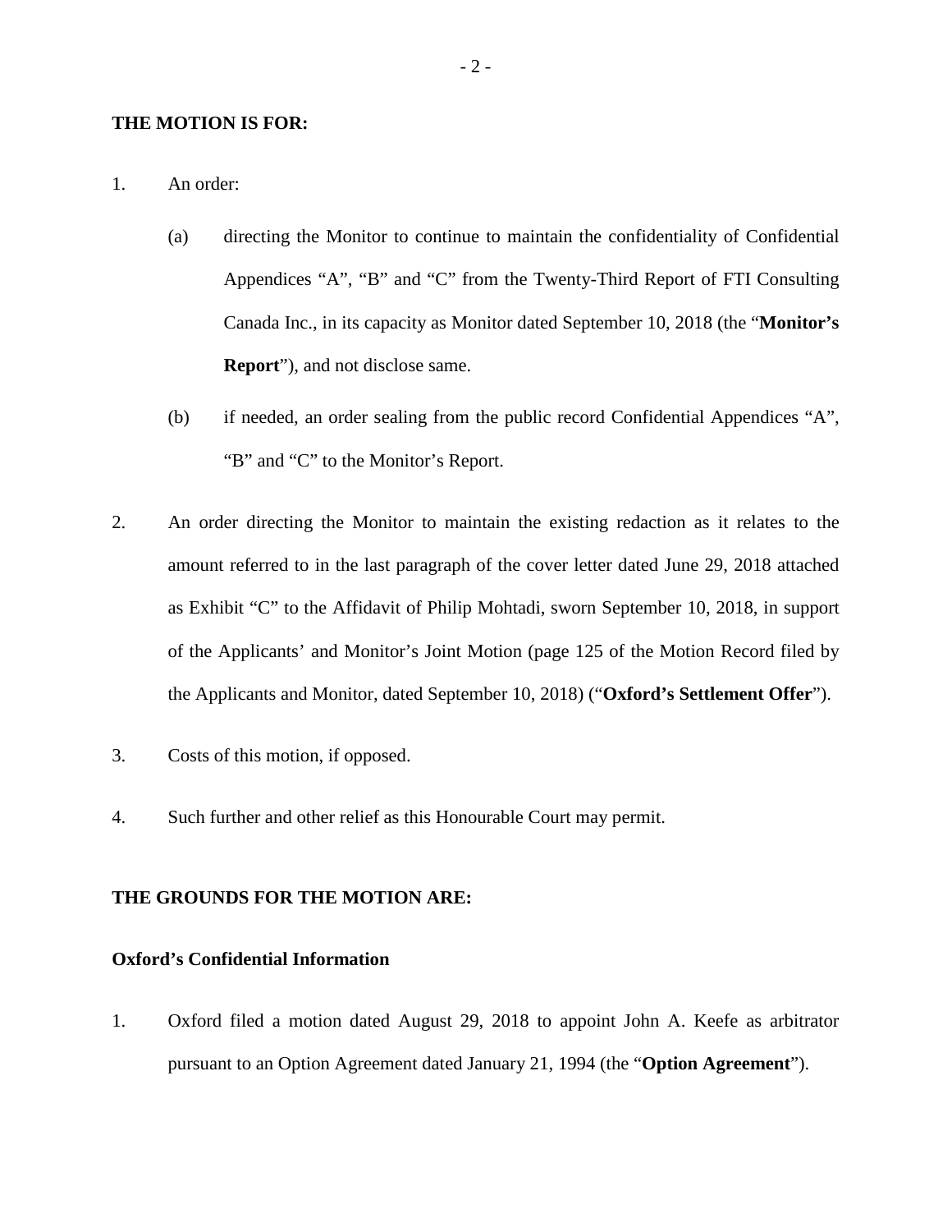**THE MOTION IS FOR:**

1. An order:

   (a) directing the Monitor to continue to maintain the confidentiality of Confidential Appendices "A", "B" and "C" from the Twenty-Third Report of FTI Consulting Canada Inc., in its capacity as Monitor dated September 10, 2018 (the "**Monitor's Report**"), and not disclose same.

   (b) if needed, an order sealing from the public record Confidential Appendices "A", "B" and "C" to the Monitor's Report.

2. An order directing the Monitor to maintain the existing redaction as it relates to the amount referred to in the last paragraph of the cover letter dated June 29, 2018 attached as Exhibit "C" to the Affidavit of Philip Mohtadi, sworn September 10, 2018, in support of the Applicants' and Monitor's Joint Motion (page 125 of the Motion Record filed by the Applicants and Monitor, dated September 10, 2018) ("**Oxford's Settlement Offer**").

3. Costs of this motion, if opposed.

4. Such further and other relief as this Honourable Court may permit.

**THE GROUNDS FOR THE MOTION ARE:**

**Oxford's Confidential Information**

1. Oxford filed a motion dated August 29, 2018 to appoint John A. Keefe as arbitrator pursuant to an Option Agreement dated January 21, 1994 (the "**Option Agreement**").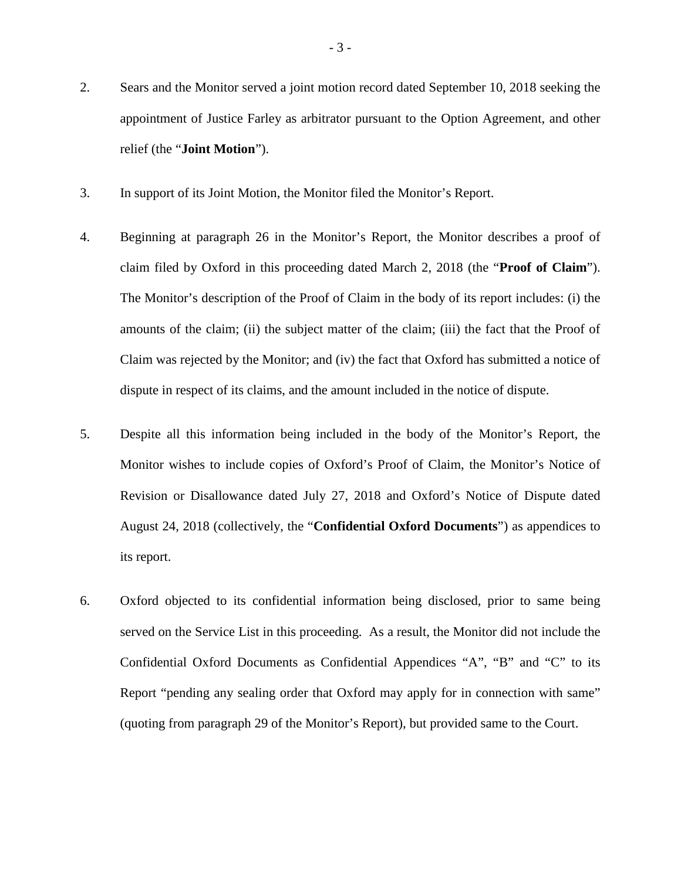2. Sears and the Monitor served a joint motion record dated September 10, 2018 seeking the appointment of Justice Farley as arbitrator pursuant to the Option Agreement, and other relief (the "**Joint Motion**").

3. In support of its Joint Motion, the Monitor filed the Monitor's Report.

4. Beginning at paragraph 26 in the Monitor's Report, the Monitor describes a proof of claim filed by Oxford in this proceeding dated March 2, 2018 (the "**Proof of Claim**"). The Monitor's description of the Proof of Claim in the body of its report includes: (i) the amounts of the claim; (ii) the subject matter of the claim; (iii) the fact that the Proof of Claim was rejected by the Monitor; and (iv) the fact that Oxford has submitted a notice of dispute in respect of its claims, and the amount included in the notice of dispute.

5. Despite all this information being included in the body of the Monitor's Report, the Monitor wishes to include copies of Oxford's Proof of Claim, the Monitor's Notice of Revision or Disallowance dated July 27, 2018 and Oxford's Notice of Dispute dated August 24, 2018 (collectively, the "**Confidential Oxford Documents**") as appendices to its report.

6. Oxford objected to its confidential information being disclosed, prior to same being served on the Service List in this proceeding. As a result, the Monitor did not include the Confidential Oxford Documents as Confidential Appendices "A", "B" and "C" to its Report "pending any sealing order that Oxford may apply for in connection with same" (quoting from paragraph 29 of the Monitor's Report), but provided same to the Court.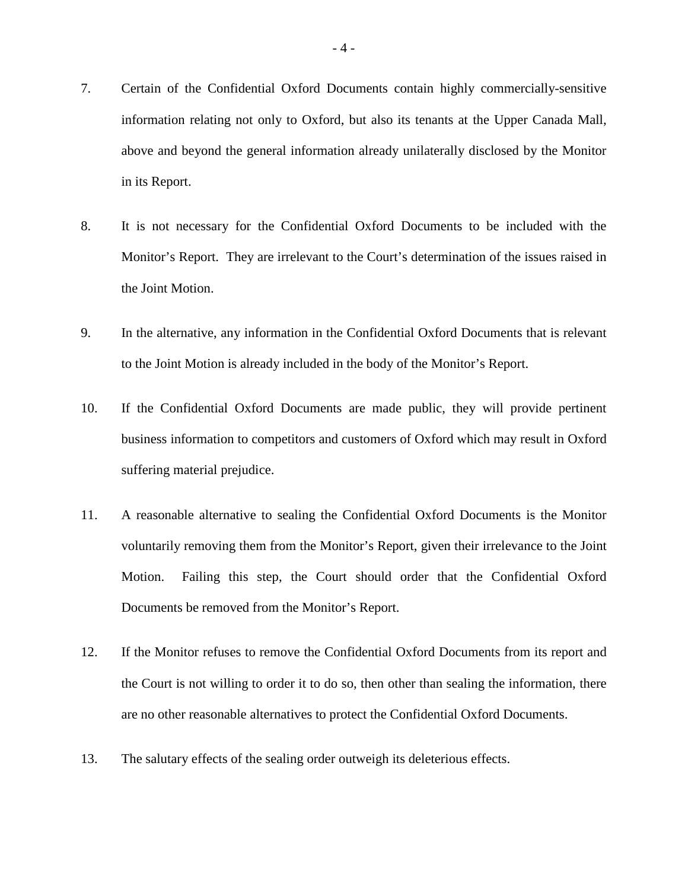7. Certain of the Confidential Oxford Documents contain highly commercially-sensitive information relating not only to Oxford, but also its tenants at the Upper Canada Mall, above and beyond the general information already unilaterally disclosed by the Monitor in its Report.

8. It is not necessary for the Confidential Oxford Documents to be included with the Monitor's Report. They are irrelevant to the Court's determination of the issues raised in the Joint Motion.

9. In the alternative, any information in the Confidential Oxford Documents that is relevant to the Joint Motion is already included in the body of the Monitor's Report.

10. If the Confidential Oxford Documents are made public, they will provide pertinent business information to competitors and customers of Oxford which may result in Oxford suffering material prejudice.

11. A reasonable alternative to sealing the Confidential Oxford Documents is the Monitor voluntarily removing them from the Monitor's Report, given their irrelevance to the Joint Motion. Failing this step, the Court should order that the Confidential Oxford Documents be removed from the Monitor's Report.

12. If the Monitor refuses to remove the Confidential Oxford Documents from its report and the Court is not willing to order it to do so, then other than sealing the information, there are no other reasonable alternatives to protect the Confidential Oxford Documents.

13. The salutary effects of the sealing order outweigh its deleterious effects.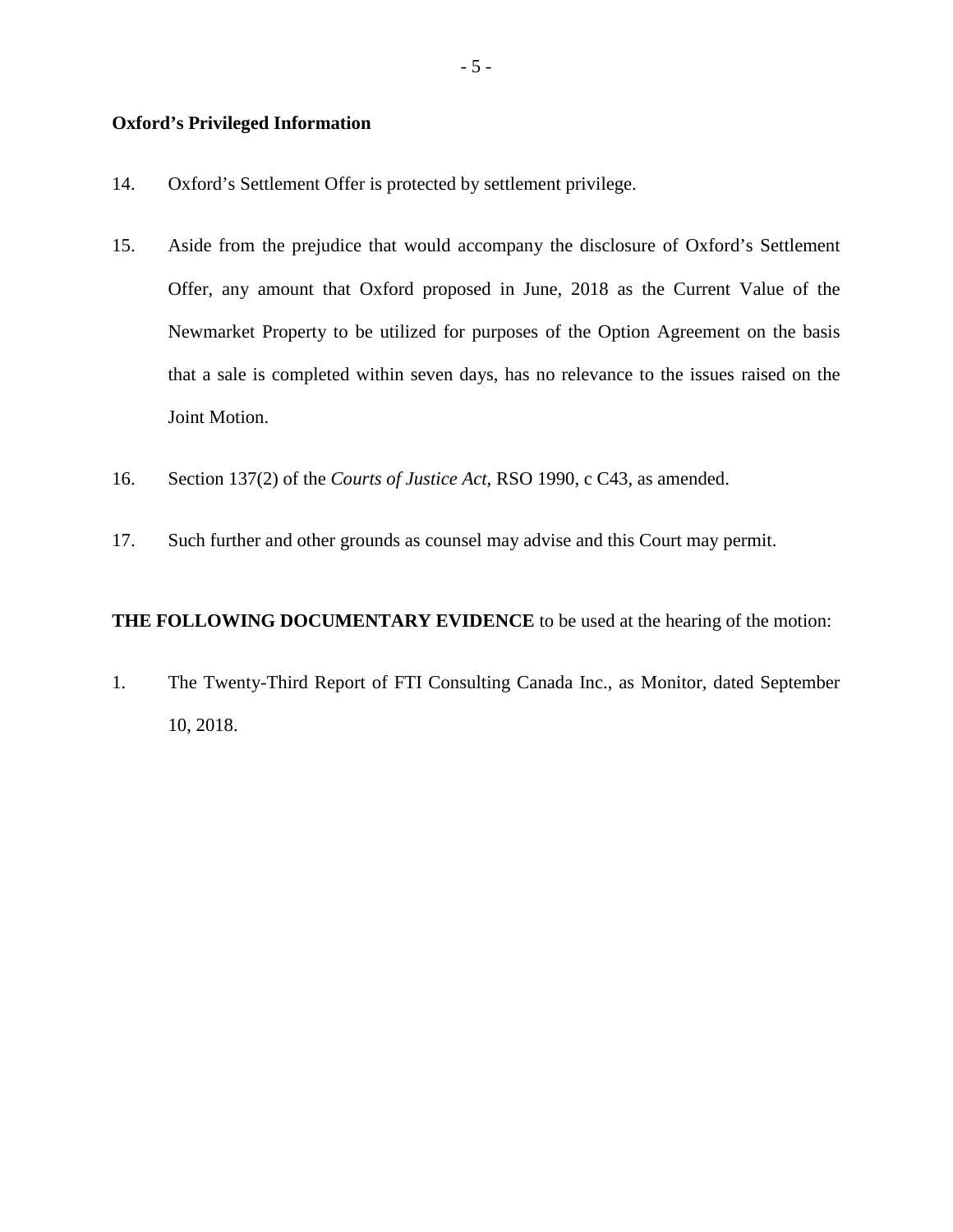**Oxford's Privileged Information**

14. Oxford's Settlement Offer is protected by settlement privilege.

15. Aside from the prejudice that would accompany the disclosure of Oxford's Settlement Offer, any amount that Oxford proposed in June, 2018 as the Current Value of the Newmarket Property to be utilized for purposes of the Option Agreement on the basis that a sale is completed within seven days, has no relevance to the issues raised on the Joint Motion.

16. Section 137(2) of the *Courts of Justice Act*, RSO 1990, c C43, as amended.

17. Such further and other grounds as counsel may advise and this Court may permit.

**THE FOLLOWING DOCUMENTARY EVIDENCE** to be used at the hearing of the motion:

1. The Twenty-Third Report of FTI Consulting Canada Inc., as Monitor, dated September 10, 2018.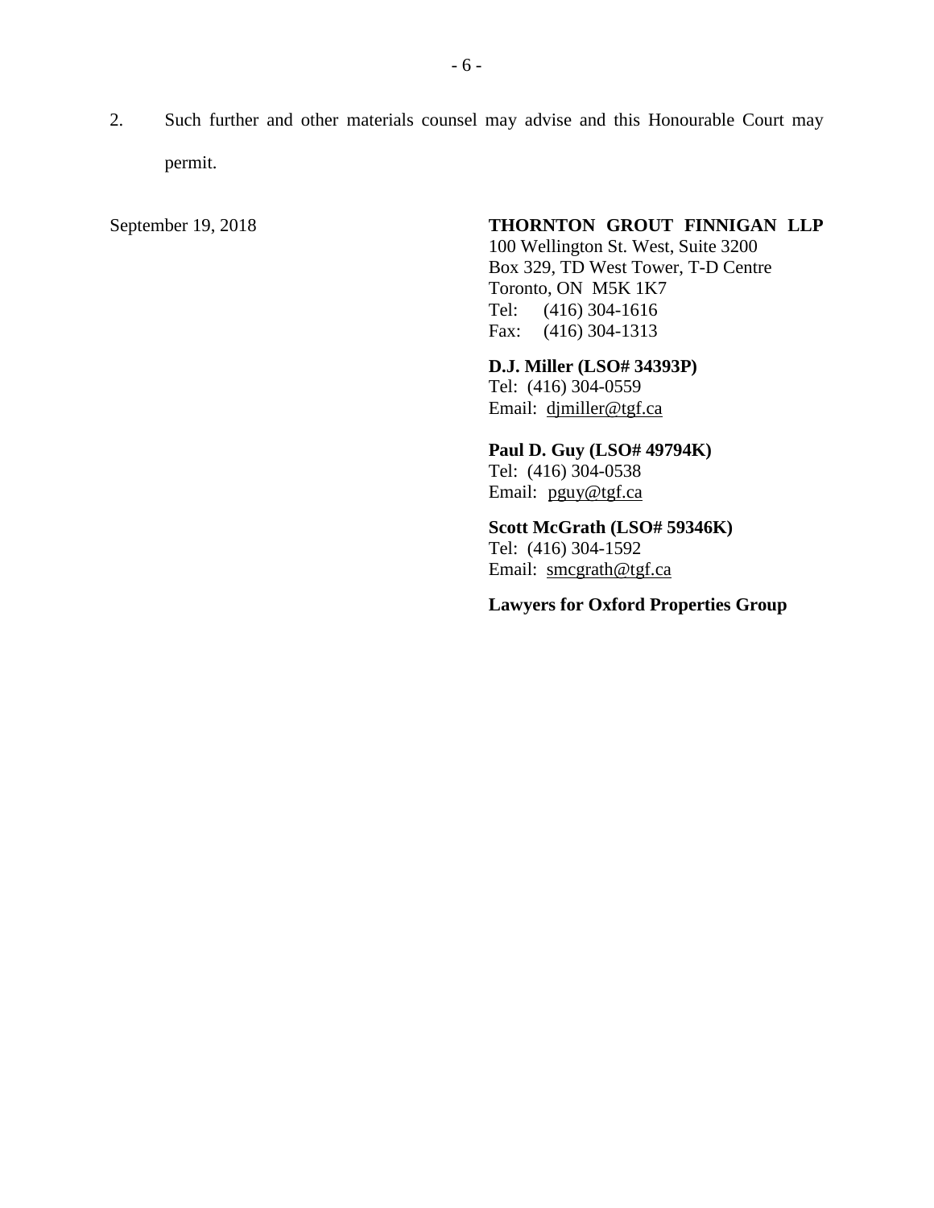2. Such further and other materials counsel may advise and this Honourable Court may permit.

September 19, 2018

**THORNTON GROUT FINNIGAN LLP**
100 Wellington St. West, Suite 3200
Box 329, TD West Tower, T-D Centre
Toronto, ON M5K 1K7
Tel: (416) 304-1616
Fax: (416) 304-1313

**D.J. Miller (LSO# 34393P)**
Tel: (416) 304-0559
Email: djmiller@tgf.ca

**Paul D. Guy (LSO# 49794K)**
Tel: (416) 304-0538
Email: pguy@tgf.ca

**Scott McGrath (LSO# 59346K)**
Tel: (416) 304-1592
Email: smcgrath@tgf.ca

**Lawyers for Oxford Properties Group**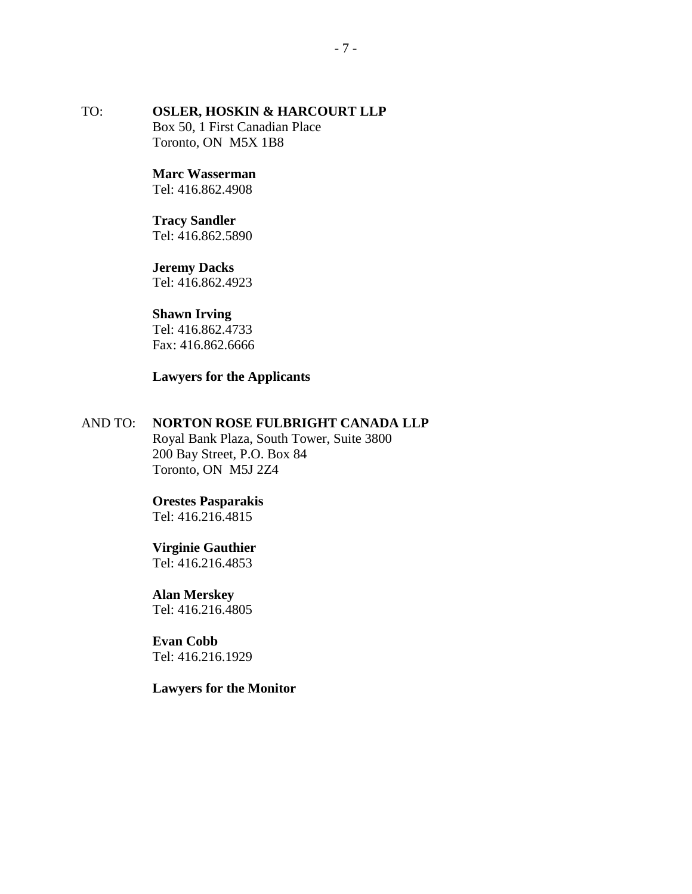TO: **OSLER, HOSKIN & HARCOURT LLP**
Box 50, 1 First Canadian Place
Toronto, ON M5X 1B8

**Marc Wasserman**
Tel: 416.862.4908

**Tracy Sandler**
Tel: 416.862.5890

**Jeremy Dacks**
Tel: 416.862.4923

**Shawn Irving**
Tel: 416.862.4733
Fax: 416.862.6666

**Lawyers for the Applicants**

AND TO: **NORTON ROSE FULBRIGHT CANADA LLP**
Royal Bank Plaza, South Tower, Suite 3800
200 Bay Street, P.O. Box 84
Toronto, ON M5J 2Z4

**Orestes Pasparakis**
Tel: 416.216.4815

**Virginie Gauthier**
Tel: 416.216.4853

**Alan Merskey**
Tel: 416.216.4805

**Evan Cobb**
Tel: 416.216.1929

**Lawyers for the Monitor**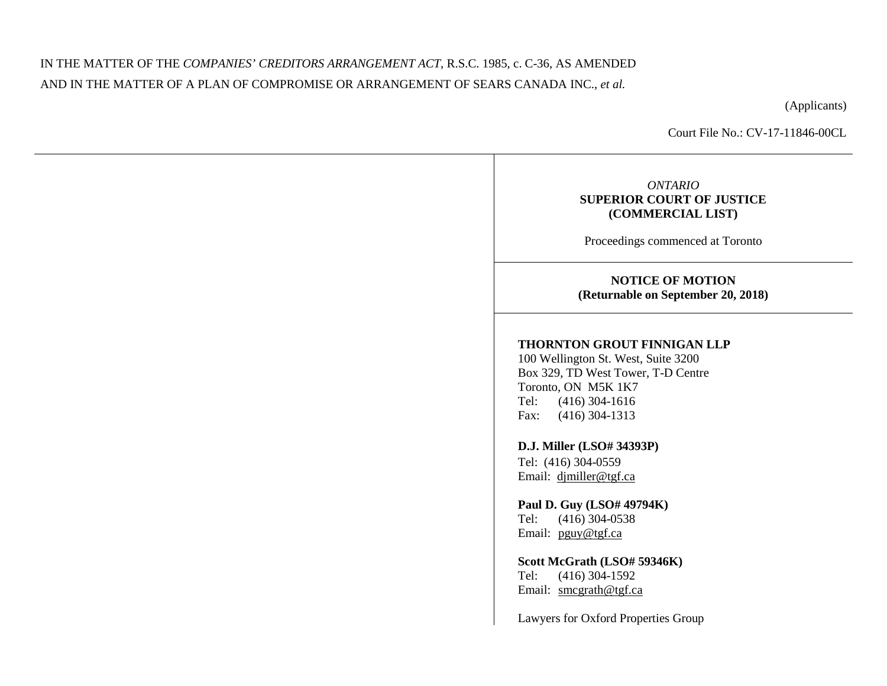IN THE MATTER OF THE *COMPANIES' CREDITORS ARRANGEMENT ACT*, R.S.C. 1985, c. C-36, AS AMENDED

AND IN THE MATTER OF A PLAN OF COMPROMISE OR ARRANGEMENT OF SEARS CANADA INC., *et al.*

(Applicants)

Court File No.: CV-17-11846-00CL

*ONTARIO*
**SUPERIOR COURT OF JUSTICE**
**(COMMERCIAL LIST)**

Proceedings commenced at Toronto

**NOTICE OF MOTION**
**(Returnable on September 20, 2018)**

**THORNTON GROUT FINNIGAN LLP**
100 Wellington St. West, Suite 3200
Box 329, TD West Tower, T-D Centre
Toronto, ON M5K 1K7
Tel: (416) 304-1616
Fax: (416) 304-1313

**D.J. Miller (LSO# 34393P)**
Tel: (416) 304-0559
Email: djmiller@tgf.ca

**Paul D. Guy (LSO# 49794K)**
Tel: (416) 304-0538
Email: pguy@tgf.ca

**Scott McGrath (LSO# 59346K)**
Tel: (416) 304-1592
Email: smcgrath@tgf.ca

Lawyers for Oxford Properties Group